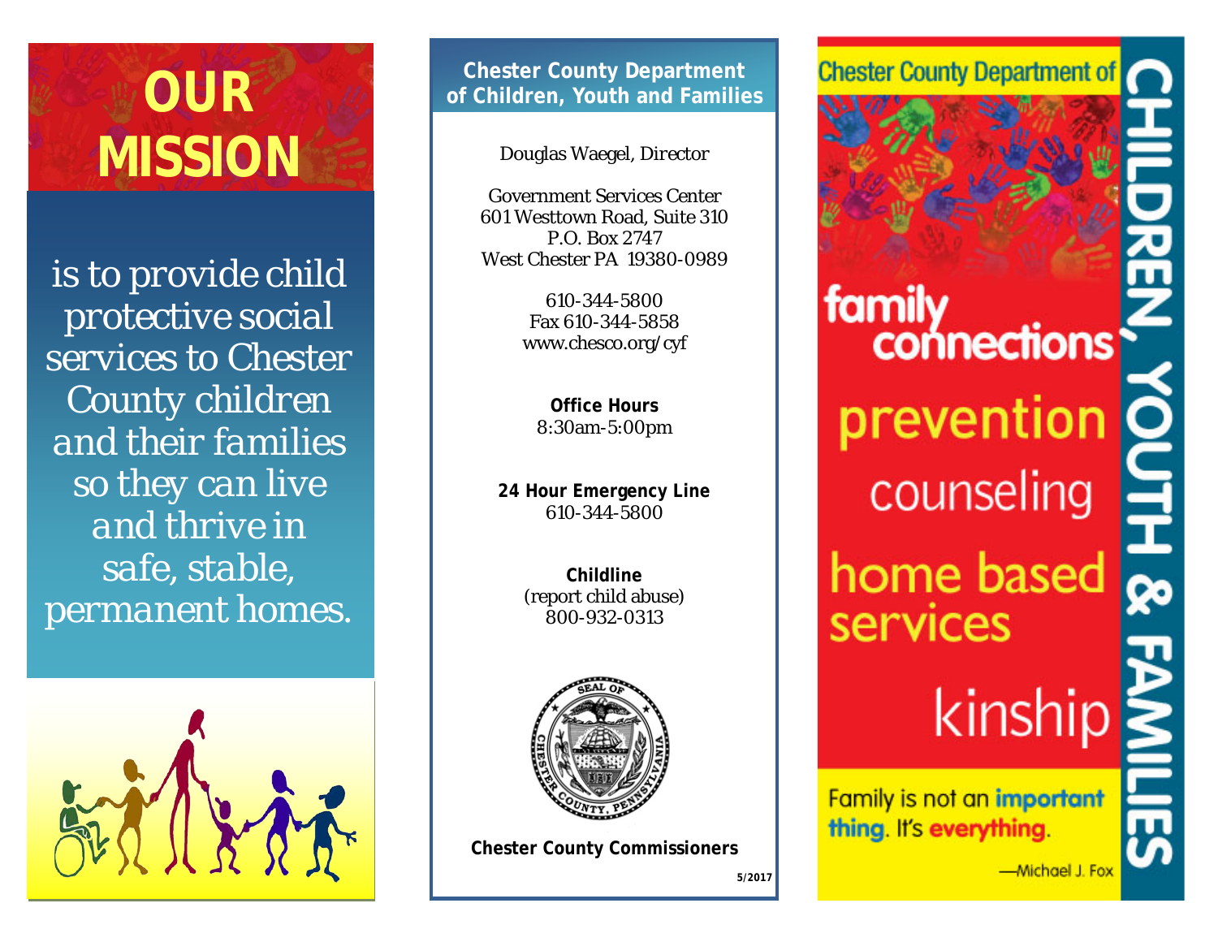# OUR MISSION

is to provide child protective social services to Chester County children and their families so they can live and thrive in safe, stable, permanent homes.

## Chester County Department of Children, Youth and Families

*Douglas Waegel, Director*

Government Services Center
601 Westtown Road, Suite 310
P.O. Box 2747
West Chester PA 19380-0989

610-344-5800
Fax 610-344-5858
www.chesco.org/cyf

**Office Hours**
8:30am-5:00pm

**24 Hour Emergency Line**
610-344-5800

**Childline**
(report child abuse)
800-932-0313

**Chester County Commissioners**

5/2017

# Chester County Department of CHILDREN, YOUTH & FAMILIES

family connections

prevention

counseling

home based services

kinship

Family is not an **important thing**. It's **everything**.

—Michael J. Fox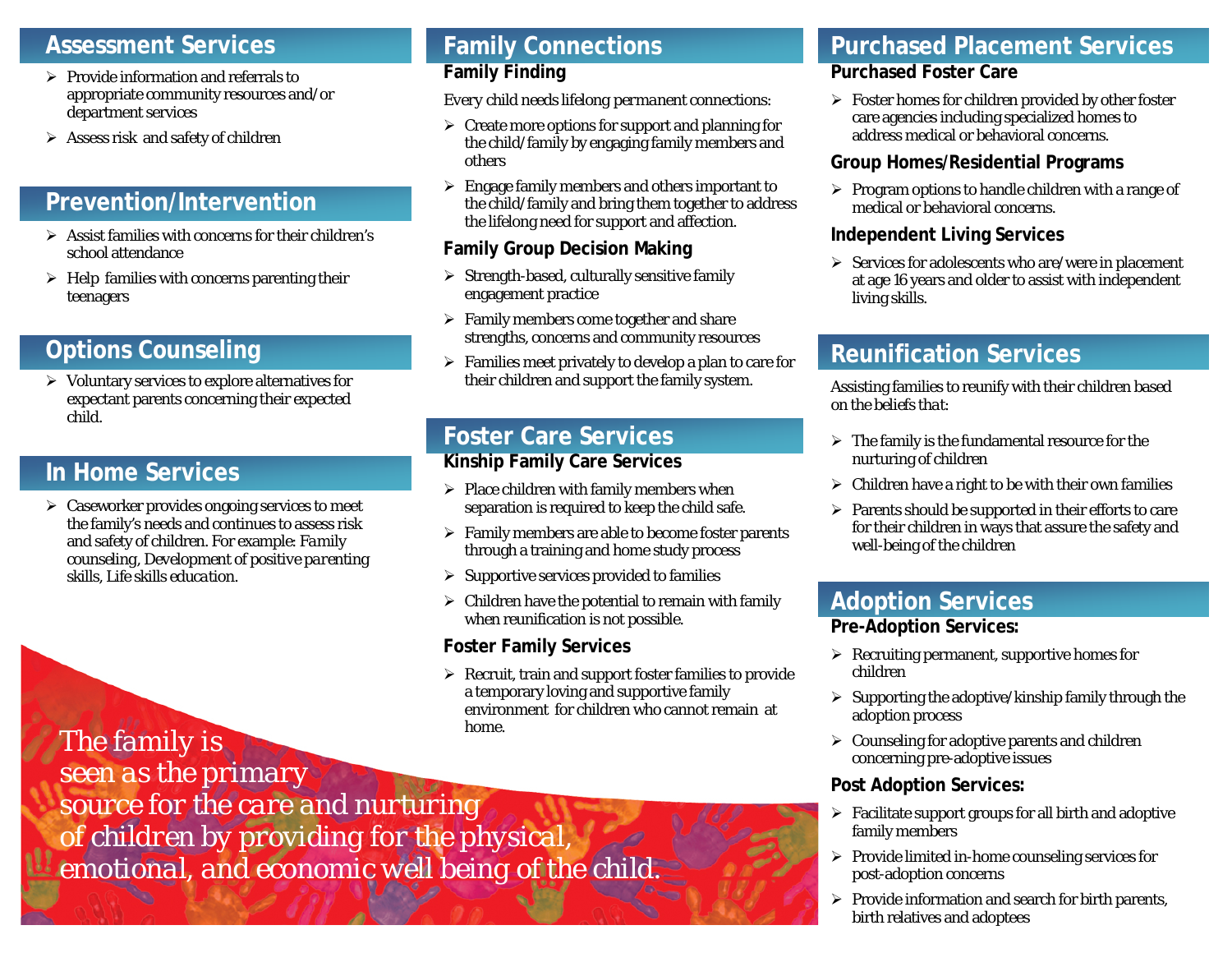## Assessment Services

- Provide information and referrals to appropriate community resources and/or department services
- Assess risk and safety of children

## Prevention/Intervention

- Assist families with concerns for their children's school attendance
- Help families with concerns parenting their teenagers

## Options Counseling

- Voluntary services to explore alternatives for expectant parents concerning their expected child.

## In Home Services

- Caseworker provides ongoing services to meet the family's needs and continues to assess risk and safety of children. For example: Family counseling, Development of positive parenting skills, Life skills education.

*The family is seen as the primary source for the care and nurturing of children by providing for the physical, emotional, and economic well being of the child.*

## Family Connections

### Family Finding

Every child needs lifelong permanent connections:

- Create more options for support and planning for the child/family by engaging family members and others
- Engage family members and others important to the child/family and bring them together to address the lifelong need for support and affection.

### Family Group Decision Making

- Strength-based, culturally sensitive family engagement practice
- Family members come together and share strengths, concerns and community resources
- Families meet privately to develop a plan to care for their children and support the family system.

## Foster Care Services

### Kinship Family Care Services

- Place children with family members when separation is required to keep the child safe.
- Family members are able to become foster parents through a training and home study process
- Supportive services provided to families
- Children have the potential to remain with family when reunification is not possible.

### Foster Family Services

- Recruit, train and support foster families to provide a temporary loving and supportive family environment for children who cannot remain at home.

## Purchased Placement Services

### Purchased Foster Care

- Foster homes for children provided by other foster care agencies including specialized homes to address medical or behavioral concerns.

### Group Homes/Residential Programs

- Program options to handle children with a range of medical or behavioral concerns.

### Independent Living Services

- Services for adolescents who are/were in placement at age 16 years and older to assist with independent living skills.

## Reunification Services

Assisting families to reunify with their children based on the beliefs that:

- The family is the fundamental resource for the nurturing of children
- Children have a right to be with their own families
- Parents should be supported in their efforts to care for their children in ways that assure the safety and well-being of the children

## Adoption Services

### Pre-Adoption Services:

- Recruiting permanent, supportive homes for children
- Supporting the adoptive/kinship family through the adoption process
- Counseling for adoptive parents and children concerning pre-adoptive issues

### Post Adoption Services:

- Facilitate support groups for all birth and adoptive family members
- Provide limited in-home counseling services for post-adoption concerns
- Provide information and search for birth parents, birth relatives and adoptees